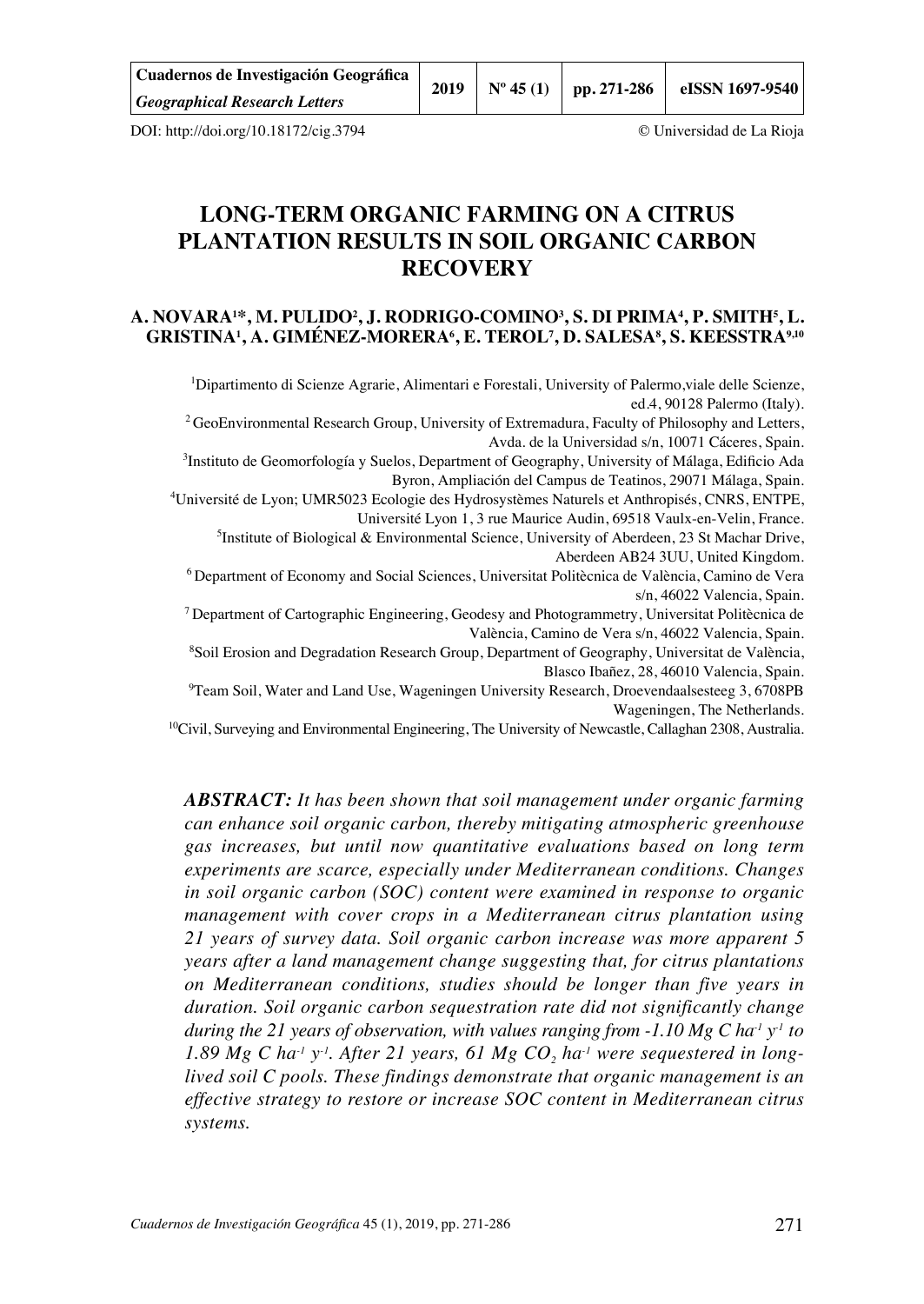DOI: http://doi.org/10.18172/cig.3794 © Universidad de La Rioja

# LONG-TERM ORGANIC FARMING ON A CITRUS PLANTATION RESULTS IN SOIL ORGANIC CARBON RECOVERY

**A. NOVARA[1]*, M. PULIDO[2], J. RODRIGO-COMINO[3], S. DI PRIMA[4], P. SMITH[5], L. GRISTINA[1], A. GIMÉNEZ-MORERA[6], E. TEROL[7], D. SALESA[8], S. KEESSTRA[9,10]**

[1]Dipartimento di Scienze Agrarie, Alimentari e Forestali, University of Palermo,viale delle Scienze, ed.4, 90128 Palermo (Italy).

[2]GeoEnvironmental Research Group, University of Extremadura, Faculty of Philosophy and Letters, Avda. de la Universidad s/n, 10071 Cáceres, Spain.

[3]Instituto de Geomorfología y Suelos, Department of Geography, University of Málaga, Edificio Ada Byron, Ampliación del Campus de Teatinos, 29071 Málaga, Spain.

[4]Université de Lyon; UMR5023 Ecologie des Hydrosystèmes Naturels et Anthropisés, CNRS, ENTPE, Université Lyon 1, 3 rue Maurice Audin, 69518 Vaulx-en-Velin, France.

[5]Institute of Biological & Environmental Science, University of Aberdeen, 23 St Machar Drive, Aberdeen AB24 3UU, United Kingdom.

[6]Department of Economy and Social Sciences, Universitat Politècnica de València, Camino de Vera s/n, 46022 Valencia, Spain.

[7]Department of Cartographic Engineering, Geodesy and Photogrammetry, Universitat Politècnica de València, Camino de Vera s/n, 46022 Valencia, Spain.

[8]Soil Erosion and Degradation Research Group, Department of Geography, Universitat de València, Blasco Ibañez, 28, 46010 Valencia, Spain.

[9]Team Soil, Water and Land Use, Wageningen University Research, Droevendaalsesteeg 3, 6708PB Wageningen, The Netherlands.

[10]Civil, Surveying and Environmental Engineering, The University of Newcastle, Callaghan 2308, Australia.

***ABSTRACT:*** *It has been shown that soil management under organic farming can enhance soil organic carbon, thereby mitigating atmospheric greenhouse gas increases, but until now quantitative evaluations based on long term experiments are scarce, especially under Mediterranean conditions. Changes in soil organic carbon (SOC) content were examined in response to organic management with cover crops in a Mediterranean citrus plantation using 21 years of survey data. Soil organic carbon increase was more apparent 5 years after a land management change suggesting that, for citrus plantations on Mediterranean conditions, studies should be longer than five years in duration. Soil organic carbon sequestration rate did not significantly change during the 21 years of observation, with values ranging from -1.10 Mg C ha$^{-1}$ y$^{-1}$ to 1.89 Mg C ha$^{-1}$ y$^{-1}$. After 21 years, 61 Mg $CO_2$ ha$^{-1}$ were sequestered in long-lived soil C pools. These findings demonstrate that organic management is an effective strategy to restore or increase SOC content in Mediterranean citrus systems.*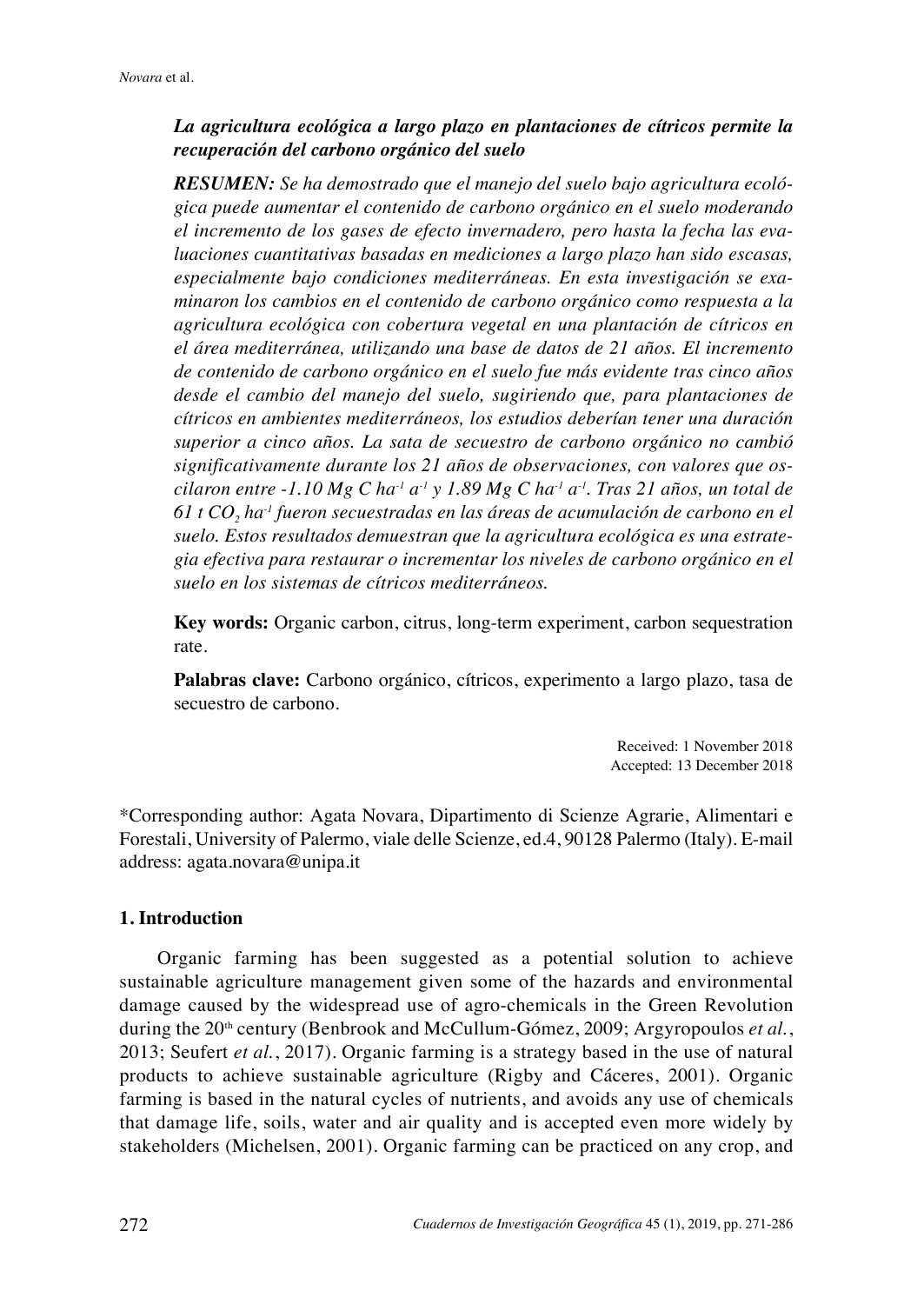***La agricultura ecológica a largo plazo en plantaciones de cítricos permite la recuperación del carbono orgánico del suelo***

***RESUMEN:*** *Se ha demostrado que el manejo del suelo bajo agricultura ecológica puede aumentar el contenido de carbono orgánico en el suelo moderando el incremento de los gases de efecto invernadero, pero hasta la fecha las evaluaciones cuantitativas basadas en mediciones a largo plazo han sido escasas, especialmente bajo condiciones mediterráneas. En esta investigación se examinaron los cambios en el contenido de carbono orgánico como respuesta a la agricultura ecológica con cobertura vegetal en una plantación de cítricos en el área mediterránea, utilizando una base de datos de 21 años. El incremento de contenido de carbono orgánico en el suelo fue más evidente tras cinco años desde el cambio del manejo del suelo, sugiriendo que, para plantaciones de cítricos en ambientes mediterráneos, los estudios deberían tener una duración superior a cinco años. La sata de secuestro de carbono orgánico no cambió significativamente durante los 21 años de observaciones, con valores que oscilaron entre -1.10 Mg C $ha^{-1}$ $a^{-1}$ y 1.89 Mg C $ha^{-1}$ $a^{-1}$. Tras 21 años, un total de 61 t $CO_2$ $ha^{-1}$ fueron secuestradas en las áreas de acumulación de carbono en el suelo. Estos resultados demuestran que la agricultura ecológica es una estrategia efectiva para restaurar o incrementar los niveles de carbono orgánico en el suelo en los sistemas de cítricos mediterráneos.*

**Key words:** Organic carbon, citrus, long-term experiment, carbon sequestration rate.

**Palabras clave:** Carbono orgánico, cítricos, experimento a largo plazo, tasa de secuestro de carbono.

Received: 1 November 2018
Accepted: 13 December 2018

*Corresponding author: Agata Novara, Dipartimento di Scienze Agrarie, Alimentari e Forestali, University of Palermo, viale delle Scienze, ed.4, 90128 Palermo (Italy). E-mail address: agata.novara@unipa.it

## 1. Introduction

Organic farming has been suggested as a potential solution to achieve sustainable agriculture management given some of the hazards and environmental damage caused by the widespread use of agro-chemicals in the Green Revolution during the 20th century (Benbrook and McCullum-Gómez, 2009; Argyropoulos *et al.*, 2013; Seufert *et al.*, 2017). Organic farming is a strategy based in the use of natural products to achieve sustainable agriculture (Rigby and Cáceres, 2001). Organic farming is based in the natural cycles of nutrients, and avoids any use of chemicals that damage life, soils, water and air quality and is accepted even more widely by stakeholders (Michelsen, 2001). Organic farming can be practiced on any crop, and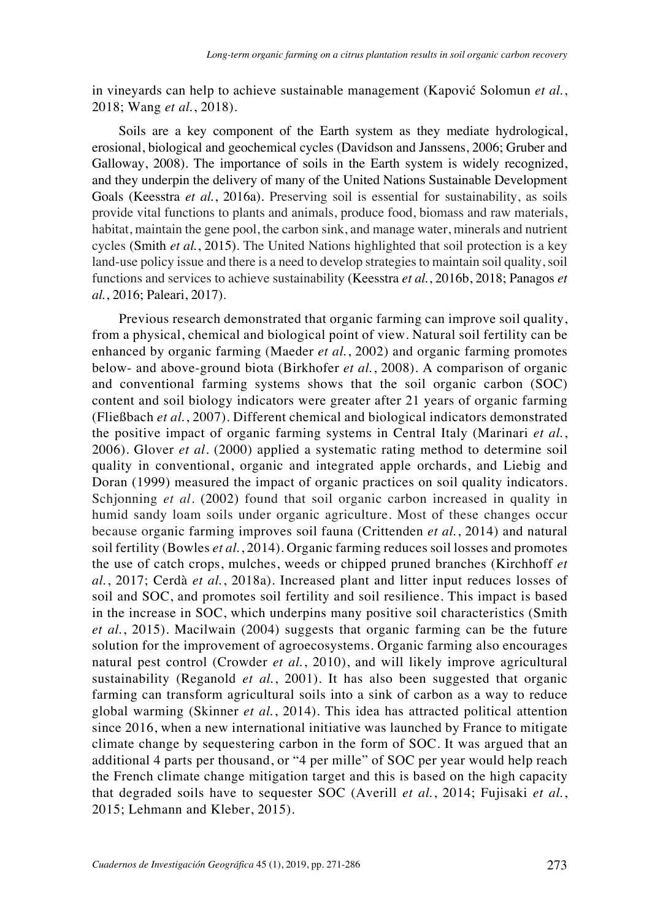in vineyards can help to achieve sustainable management (Kapović Solomun *et al.*, 2018; Wang *et al.*, 2018).

Soils are a key component of the Earth system as they mediate hydrological, erosional, biological and geochemical cycles (Davidson and Janssens, 2006; Gruber and Galloway, 2008). The importance of soils in the Earth system is widely recognized, and they underpin the delivery of many of the United Nations Sustainable Development Goals (Keesstra *et al.*, 2016a). Preserving soil is essential for sustainability, as soils provide vital functions to plants and animals, produce food, biomass and raw materials, habitat, maintain the gene pool, the carbon sink, and manage water, minerals and nutrient cycles (Smith *et al.*, 2015). The United Nations highlighted that soil protection is a key land-use policy issue and there is a need to develop strategies to maintain soil quality, soil functions and services to achieve sustainability (Keesstra *et al.*, 2016b, 2018; Panagos *et al.*, 2016; Paleari, 2017).

Previous research demonstrated that organic farming can improve soil quality, from a physical, chemical and biological point of view. Natural soil fertility can be enhanced by organic farming (Maeder *et al.*, 2002) and organic farming promotes below- and above-ground biota (Birkhofer *et al.*, 2008). A comparison of organic and conventional farming systems shows that the soil organic carbon (SOC) content and soil biology indicators were greater after 21 years of organic farming (Fließbach *et al.*, 2007). Different chemical and biological indicators demonstrated the positive impact of organic farming systems in Central Italy (Marinari *et al.*, 2006). Glover *et al.* (2000) applied a systematic rating method to determine soil quality in conventional, organic and integrated apple orchards, and Liebig and Doran (1999) measured the impact of organic practices on soil quality indicators. Schjonning *et al.* (2002) found that soil organic carbon increased in quality in humid sandy loam soils under organic agriculture. Most of these changes occur because organic farming improves soil fauna (Crittenden *et al.*, 2014) and natural soil fertility (Bowles *et al.*, 2014). Organic farming reduces soil losses and promotes the use of catch crops, mulches, weeds or chipped pruned branches (Kirchhoff *et al.*, 2017; Cerdà *et al.*, 2018a). Increased plant and litter input reduces losses of soil and SOC, and promotes soil fertility and soil resilience. This impact is based in the increase in SOC, which underpins many positive soil characteristics (Smith *et al.*, 2015). Macilwain (2004) suggests that organic farming can be the future solution for the improvement of agroecosystems. Organic farming also encourages natural pest control (Crowder *et al.*, 2010), and will likely improve agricultural sustainability (Reganold *et al.*, 2001). It has also been suggested that organic farming can transform agricultural soils into a sink of carbon as a way to reduce global warming (Skinner *et al.*, 2014). This idea has attracted political attention since 2016, when a new international initiative was launched by France to mitigate climate change by sequestering carbon in the form of SOC. It was argued that an additional 4 parts per thousand, or "4 per mille" of SOC per year would help reach the French climate change mitigation target and this is based on the high capacity that degraded soils have to sequester SOC (Averill *et al.*, 2014; Fujisaki *et al.*, 2015; Lehmann and Kleber, 2015).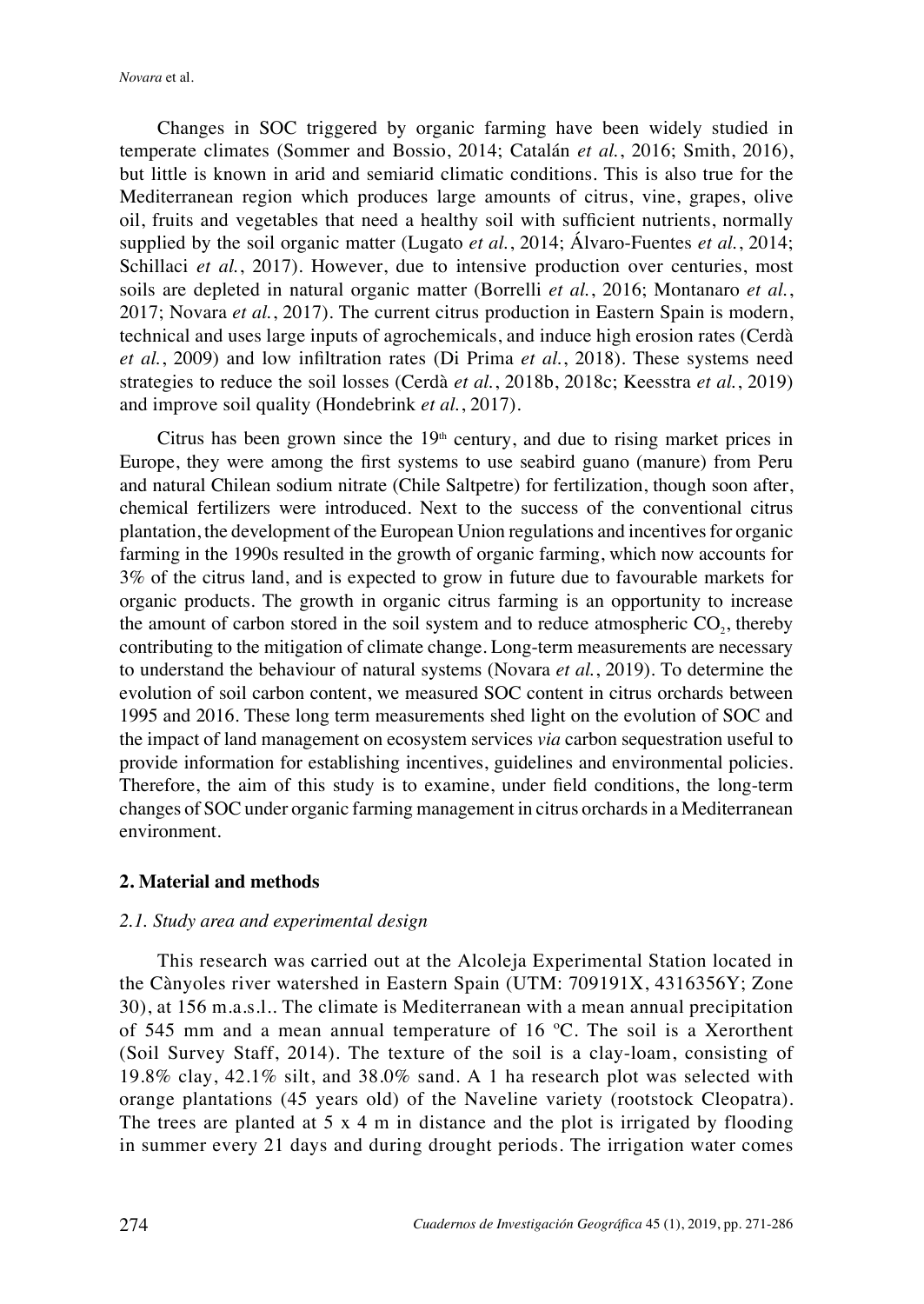Changes in SOC triggered by organic farming have been widely studied in temperate climates (Sommer and Bossio, 2014; Catalán *et al.*, 2016; Smith, 2016), but little is known in arid and semiarid climatic conditions. This is also true for the Mediterranean region which produces large amounts of citrus, vine, grapes, olive oil, fruits and vegetables that need a healthy soil with sufficient nutrients, normally supplied by the soil organic matter (Lugato *et al.*, 2014; Álvaro-Fuentes *et al.*, 2014; Schillaci *et al.*, 2017). However, due to intensive production over centuries, most soils are depleted in natural organic matter (Borrelli *et al.*, 2016; Montanaro *et al.*, 2017; Novara *et al.*, 2017). The current citrus production in Eastern Spain is modern, technical and uses large inputs of agrochemicals, and induce high erosion rates (Cerdà *et al.*, 2009) and low infiltration rates (Di Prima *et al.*, 2018). These systems need strategies to reduce the soil losses (Cerdà *et al.*, 2018b, 2018c; Keesstra *et al.*, 2019) and improve soil quality (Hondebrink *et al.*, 2017).

Citrus has been grown since the 19th century, and due to rising market prices in Europe, they were among the first systems to use seabird guano (manure) from Peru and natural Chilean sodium nitrate (Chile Saltpetre) for fertilization, though soon after, chemical fertilizers were introduced. Next to the success of the conventional citrus plantation, the development of the European Union regulations and incentives for organic farming in the 1990s resulted in the growth of organic farming, which now accounts for 3% of the citrus land, and is expected to grow in future due to favourable markets for organic products. The growth in organic citrus farming is an opportunity to increase the amount of carbon stored in the soil system and to reduce atmospheric $CO_2$, thereby contributing to the mitigation of climate change. Long-term measurements are necessary to understand the behaviour of natural systems (Novara *et al.*, 2019). To determine the evolution of soil carbon content, we measured SOC content in citrus orchards between 1995 and 2016. These long term measurements shed light on the evolution of SOC and the impact of land management on ecosystem services *via* carbon sequestration useful to provide information for establishing incentives, guidelines and environmental policies. Therefore, the aim of this study is to examine, under field conditions, the long-term changes of SOC under organic farming management in citrus orchards in a Mediterranean environment.

## 2. Material and methods

### 2.1. Study area and experimental design

This research was carried out at the Alcoleja Experimental Station located in the Cànyoles river watershed in Eastern Spain (UTM: 709191X, 4316356Y; Zone 30), at 156 m.a.s.l.. The climate is Mediterranean with a mean annual precipitation of 545 mm and a mean annual temperature of 16 ºC. The soil is a Xerorthent (Soil Survey Staff, 2014). The texture of the soil is a clay-loam, consisting of 19.8% clay, 42.1% silt, and 38.0% sand. A 1 ha research plot was selected with orange plantations (45 years old) of the Naveline variety (rootstock Cleopatra). The trees are planted at 5 x 4 m in distance and the plot is irrigated by flooding in summer every 21 days and during drought periods. The irrigation water comes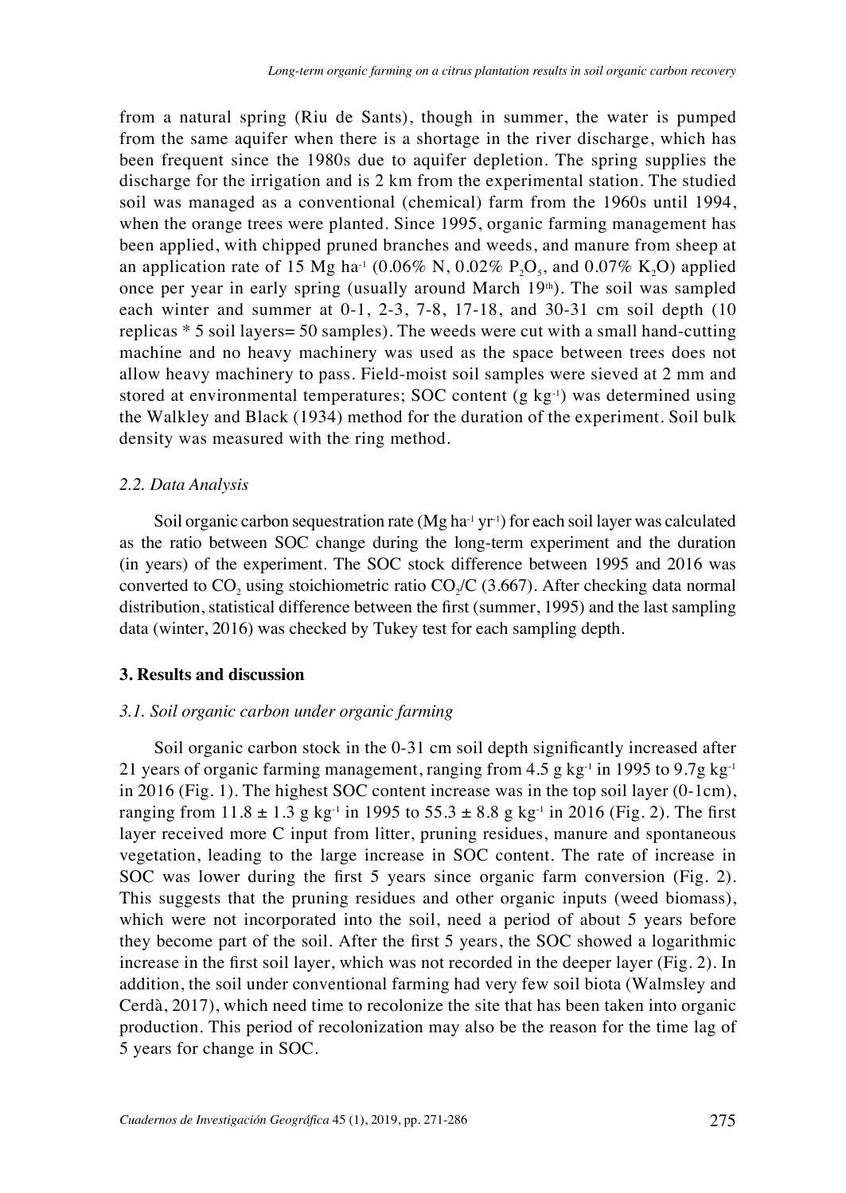from a natural spring (Riu de Sants), though in summer, the water is pumped from the same aquifer when there is a shortage in the river discharge, which has been frequent since the 1980s due to aquifer depletion. The spring supplies the discharge for the irrigation and is 2 km from the experimental station. The studied soil was managed as a conventional (chemical) farm from the 1960s until 1994, when the orange trees were planted. Since 1995, organic farming management has been applied, with chipped pruned branches and weeds, and manure from sheep at an application rate of 15 Mg ha$^{-1}$ (0.06% N, 0.02% $P_2O_5$, and 0.07% $K_2O$) applied once per year in early spring (usually around March 19$^{th}$). The soil was sampled each winter and summer at 0-1, 2-3, 7-8, 17-18, and 30-31 cm soil depth (10 replicas * 5 soil layers= 50 samples). The weeds were cut with a small hand-cutting machine and no heavy machinery was used as the space between trees does not allow heavy machinery to pass. Field-moist soil samples were sieved at 2 mm and stored at environmental temperatures; SOC content (g kg$^{-1}$) was determined using the Walkley and Black (1934) method for the duration of the experiment. Soil bulk density was measured with the ring method.

### *2.2. Data Analysis*

Soil organic carbon sequestration rate (Mg ha$^{-1}$ yr$^{-1}$) for each soil layer was calculated as the ratio between SOC change during the long-term experiment and the duration (in years) of the experiment. The SOC stock difference between 1995 and 2016 was converted to $CO_2$ using stoichiometric ratio $CO_2$/C (3.667). After checking data normal distribution, statistical difference between the first (summer, 1995) and the last sampling data (winter, 2016) was checked by Tukey test for each sampling depth.

## **3. Results and discussion**

### *3.1. Soil organic carbon under organic farming*

Soil organic carbon stock in the 0-31 cm soil depth significantly increased after 21 years of organic farming management, ranging from 4.5 g kg$^{-1}$ in 1995 to 9.7g kg$^{-1}$ in 2016 (Fig. 1). The highest SOC content increase was in the top soil layer (0-1cm), ranging from 11.8 ± 1.3 g kg$^{-1}$ in 1995 to 55.3 ± 8.8 g kg$^{-1}$ in 2016 (Fig. 2). The first layer received more C input from litter, pruning residues, manure and spontaneous vegetation, leading to the large increase in SOC content. The rate of increase in SOC was lower during the first 5 years since organic farm conversion (Fig. 2). This suggests that the pruning residues and other organic inputs (weed biomass), which were not incorporated into the soil, need a period of about 5 years before they become part of the soil. After the first 5 years, the SOC showed a logarithmic increase in the first soil layer, which was not recorded in the deeper layer (Fig. 2). In addition, the soil under conventional farming had very few soil biota (Walmsley and Cerdà, 2017), which need time to recolonize the site that has been taken into organic production. This period of recolonization may also be the reason for the time lag of 5 years for change in SOC.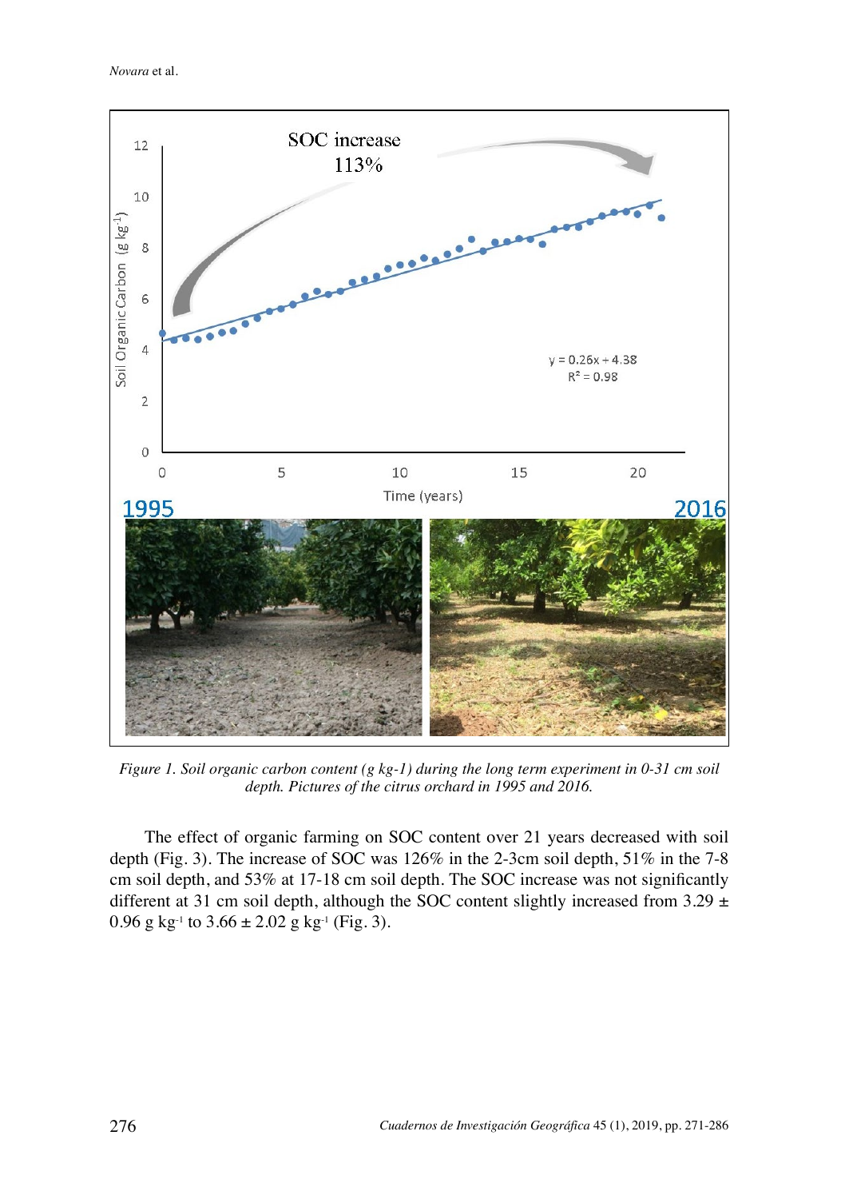*Figure 1. Soil organic carbon content (g kg-1) during the long term experiment in 0-31 cm soil depth. Pictures of the citrus orchard in 1995 and 2016.*

The effect of organic farming on SOC content over 21 years decreased with soil depth (Fig. 3). The increase of SOC was 126% in the 2-3cm soil depth, 51% in the 7-8 cm soil depth, and 53% at 17-18 cm soil depth. The SOC increase was not significantly different at 31 cm soil depth, although the SOC content slightly increased from 3.29 ± 0.96 g $kg^{-1}$ to 3.66 ± 2.02 g $kg^{-1}$ (Fig. 3).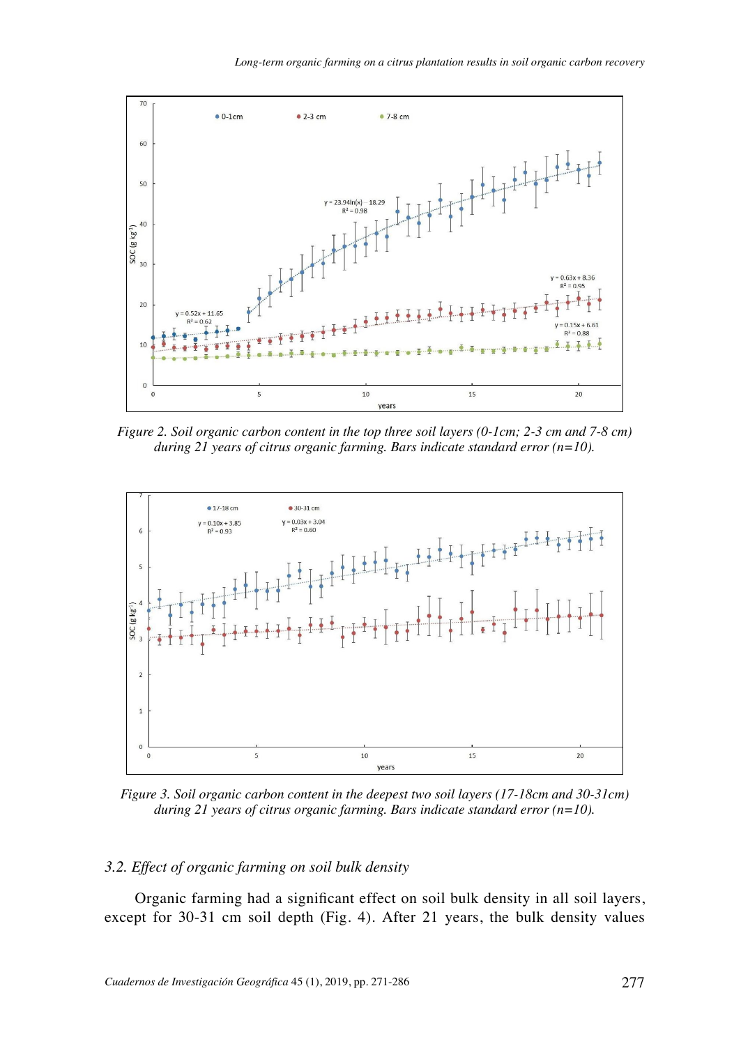Figure 2. Soil organic carbon content in the top three soil layers (0-1cm; 2-3 cm and 7-8 cm) during 21 years of citrus organic farming. Bars indicate standard error (n=10).

Figure 3. Soil organic carbon content in the deepest two soil layers (17-18cm and 30-31cm) during 21 years of citrus organic farming. Bars indicate standard error (n=10).

### 3.2. Effect of organic farming on soil bulk density

Organic farming had a significant effect on soil bulk density in all soil layers, except for 30-31 cm soil depth (Fig. 4). After 21 years, the bulk density values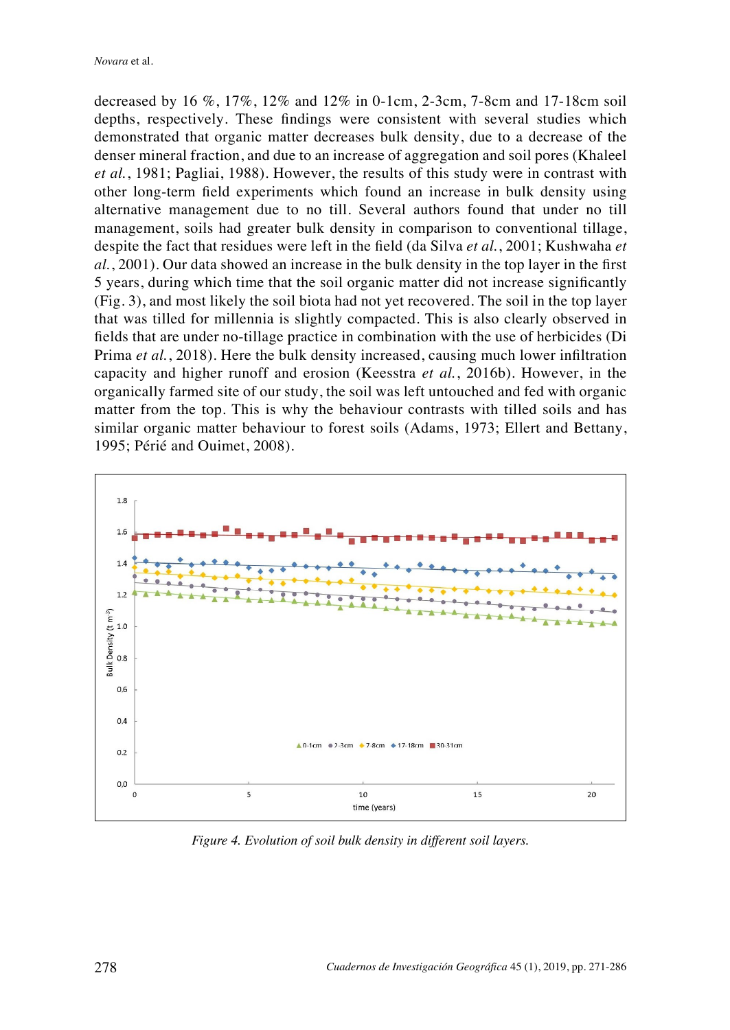decreased by 16 %, 17%, 12% and 12% in 0-1cm, 2-3cm, 7-8cm and 17-18cm soil depths, respectively. These findings were consistent with several studies which demonstrated that organic matter decreases bulk density, due to a decrease of the denser mineral fraction, and due to an increase of aggregation and soil pores (Khaleel *et al.*, 1981; Pagliai, 1988). However, the results of this study were in contrast with other long-term field experiments which found an increase in bulk density using alternative management due to no till. Several authors found that under no till management, soils had greater bulk density in comparison to conventional tillage, despite the fact that residues were left in the field (da Silva *et al.*, 2001; Kushwaha *et al.*, 2001). Our data showed an increase in the bulk density in the top layer in the first 5 years, during which time that the soil organic matter did not increase significantly (Fig. 3), and most likely the soil biota had not yet recovered. The soil in the top layer that was tilled for millennia is slightly compacted. This is also clearly observed in fields that are under no-tillage practice in combination with the use of herbicides (Di Prima *et al.*, 2018). Here the bulk density increased, causing much lower infiltration capacity and higher runoff and erosion (Keesstra *et al.*, 2016b). However, in the organically farmed site of our study, the soil was left untouched and fed with organic matter from the top. This is why the behaviour contrasts with tilled soils and has similar organic matter behaviour to forest soils (Adams, 1973; Ellert and Bettany, 1995; Périé and Ouimet, 2008).

*Figure 4. Evolution of soil bulk density in different soil layers.*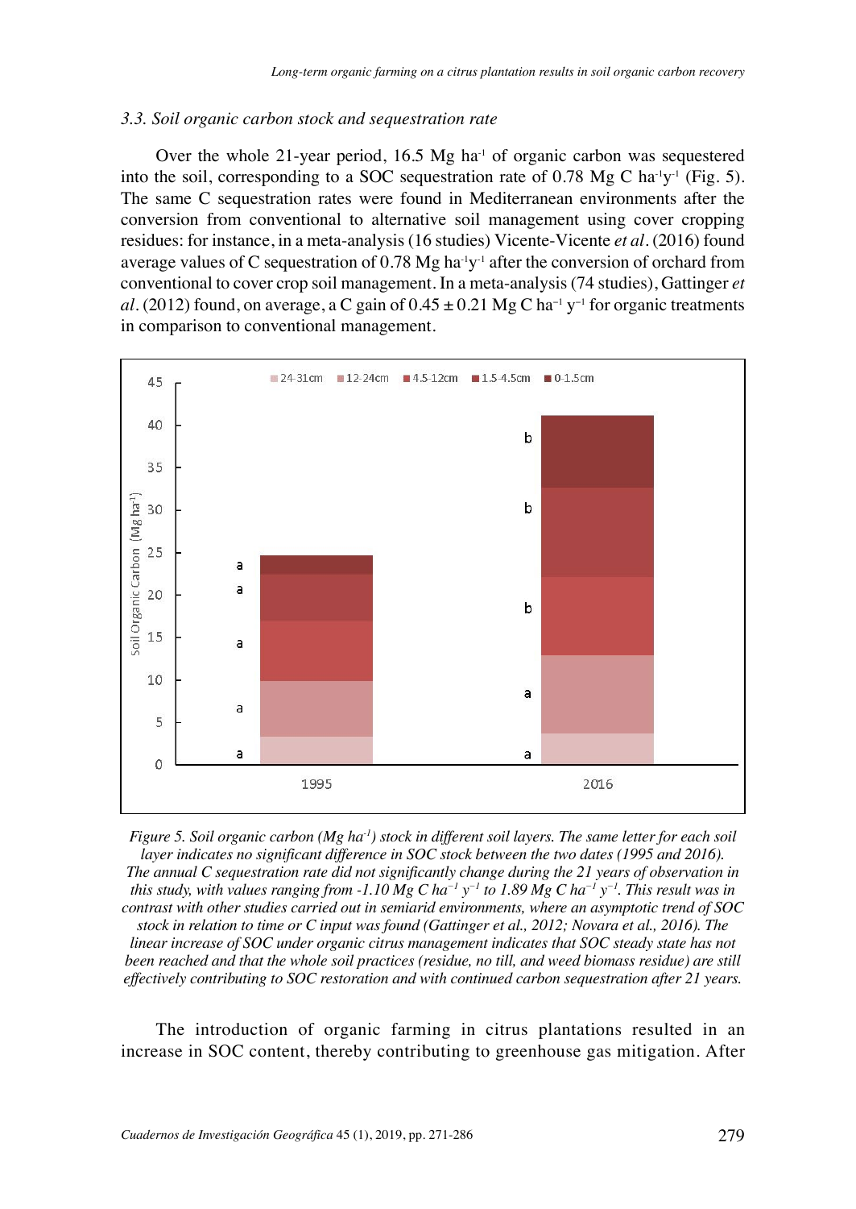### 3.3. Soil organic carbon stock and sequestration rate

Over the whole 21-year period, 16.5 Mg ha$^{-1}$ of organic carbon was sequestered into the soil, corresponding to a SOC sequestration rate of 0.78 Mg C ha$^{-1}$y$^{-1}$ (Fig. 5). The same C sequestration rates were found in Mediterranean environments after the conversion from conventional to alternative soil management using cover cropping residues: for instance, in a meta-analysis (16 studies) Vicente-Vicente *et al*. (2016) found average values of C sequestration of 0.78 Mg ha$^{-1}$y$^{-1}$ after the conversion of orchard from conventional to cover crop soil management. In a meta-analysis (74 studies), Gattinger *et al*. (2012) found, on average, a C gain of 0.45 ± 0.21 Mg C ha$^{-1}$ y$^{-1}$ for organic treatments in comparison to conventional management.

*Figure 5. Soil organic carbon (Mg ha$^{-1}$) stock in different soil layers. The same letter for each soil layer indicates no significant difference in SOC stock between the two dates (1995 and 2016).*
*The annual C sequestration rate did not significantly change during the 21 years of observation in this study, with values ranging from -1.10 Mg C ha$^{-1}$ y$^{-1}$ to 1.89 Mg C ha$^{-1}$ y$^{-1}$. This result was in contrast with other studies carried out in semiarid environments, where an asymptotic trend of SOC stock in relation to time or C input was found (Gattinger et al., 2012; Novara et al., 2016). The linear increase of SOC under organic citrus management indicates that SOC steady state has not been reached and that the whole soil practices (residue, no till, and weed biomass residue) are still effectively contributing to SOC restoration and with continued carbon sequestration after 21 years.*

The introduction of organic farming in citrus plantations resulted in an increase in SOC content, thereby contributing to greenhouse gas mitigation. After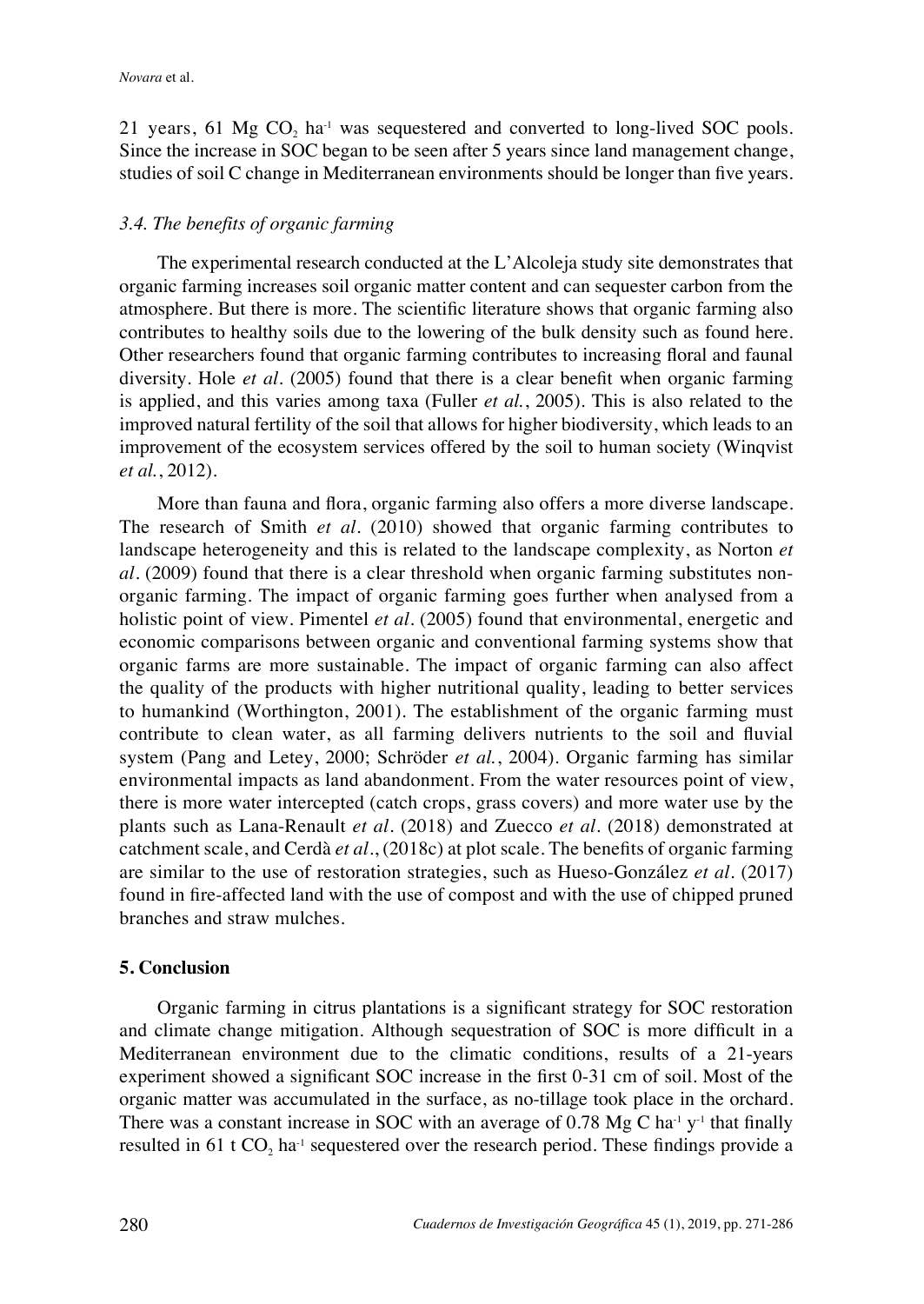21 years, 61 Mg $CO_2$ $ha^{-1}$ was sequestered and converted to long-lived SOC pools. Since the increase in SOC began to be seen after 5 years since land management change, studies of soil C change in Mediterranean environments should be longer than five years.

### *3.4. The benefits of organic farming*

The experimental research conducted at the L'Alcoleja study site demonstrates that organic farming increases soil organic matter content and can sequester carbon from the atmosphere. But there is more. The scientific literature shows that organic farming also contributes to healthy soils due to the lowering of the bulk density such as found here. Other researchers found that organic farming contributes to increasing floral and faunal diversity. Hole *et al*. (2005) found that there is a clear benefit when organic farming is applied, and this varies among taxa (Fuller *et al.*, 2005). This is also related to the improved natural fertility of the soil that allows for higher biodiversity, which leads to an improvement of the ecosystem services offered by the soil to human society (Winqvist *et al.*, 2012).

More than fauna and flora, organic farming also offers a more diverse landscape. The research of Smith *et al*. (2010) showed that organic farming contributes to landscape heterogeneity and this is related to the landscape complexity, as Norton *et al*. (2009) found that there is a clear threshold when organic farming substitutes non-organic farming. The impact of organic farming goes further when analysed from a holistic point of view. Pimentel *et al*. (2005) found that environmental, energetic and economic comparisons between organic and conventional farming systems show that organic farms are more sustainable. The impact of organic farming can also affect the quality of the products with higher nutritional quality, leading to better services to humankind (Worthington, 2001). The establishment of the organic farming must contribute to clean water, as all farming delivers nutrients to the soil and fluvial system (Pang and Letey, 2000; Schröder *et al.*, 2004). Organic farming has similar environmental impacts as land abandonment. From the water resources point of view, there is more water intercepted (catch crops, grass covers) and more water use by the plants such as Lana-Renault *et al*. (2018) and Zuecco *et al*. (2018) demonstrated at catchment scale, and Cerdà *et al*., (2018c) at plot scale. The benefits of organic farming are similar to the use of restoration strategies, such as Hueso-González *et al*. (2017) found in fire-affected land with the use of compost and with the use of chipped pruned branches and straw mulches.

## 5. Conclusion

Organic farming in citrus plantations is a significant strategy for SOC restoration and climate change mitigation. Although sequestration of SOC is more difficult in a Mediterranean environment due to the climatic conditions, results of a 21-years experiment showed a significant SOC increase in the first 0-31 cm of soil. Most of the organic matter was accumulated in the surface, as no-tillage took place in the orchard. There was a constant increase in SOC with an average of 0.78 Mg C $ha^{-1}$ $y^{-1}$ that finally resulted in 61 t $CO_2$ $ha^{-1}$ sequestered over the research period. These findings provide a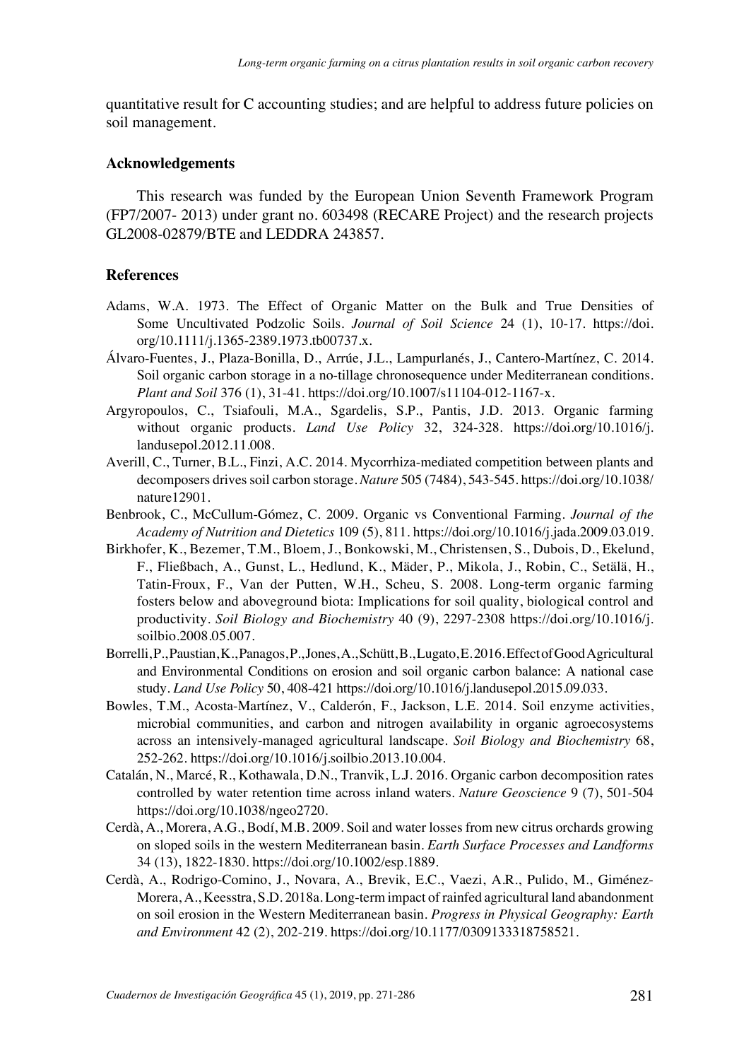quantitative result for C accounting studies; and are helpful to address future policies on soil management.

### Acknowledgements

This research was funded by the European Union Seventh Framework Program (FP7/2007- 2013) under grant no. 603498 (RECARE Project) and the research projects GL2008-02879/BTE and LEDDRA 243857.

### References

Adams, W.A. 1973. The Effect of Organic Matter on the Bulk and True Densities of Some Uncultivated Podzolic Soils. *Journal of Soil Science* 24 (1), 10-17. https://doi.org/10.1111/j.1365-2389.1973.tb00737.x.

Álvaro-Fuentes, J., Plaza-Bonilla, D., Arrúe, J.L., Lampurlanés, J., Cantero-Martínez, C. 2014. Soil organic carbon storage in a no-tillage chronosequence under Mediterranean conditions. *Plant and Soil* 376 (1), 31-41. https://doi.org/10.1007/s11104-012-1167-x.

Argyropoulos, C., Tsiafouli, M.A., Sgardelis, S.P., Pantis, J.D. 2013. Organic farming without organic products. *Land Use Policy* 32, 324-328. https://doi.org/10.1016/j.landusepol.2012.11.008.

Averill, C., Turner, B.L., Finzi, A.C. 2014. Mycorrhiza-mediated competition between plants and decomposers drives soil carbon storage. *Nature* 505 (7484), 543-545. https://doi.org/10.1038/nature12901.

Benbrook, C., McCullum-Gómez, C. 2009. Organic vs Conventional Farming. *Journal of the Academy of Nutrition and Dietetics* 109 (5), 811. https://doi.org/10.1016/j.jada.2009.03.019.

Birkhofer, K., Bezemer, T.M., Bloem, J., Bonkowski, M., Christensen, S., Dubois, D., Ekelund, F., Fließbach, A., Gunst, L., Hedlund, K., Mäder, P., Mikola, J., Robin, C., Setälä, H., Tatin-Froux, F., Van der Putten, W.H., Scheu, S. 2008. Long-term organic farming fosters below and aboveground biota: Implications for soil quality, biological control and productivity. *Soil Biology and Biochemistry* 40 (9), 2297-2308 https://doi.org/10.1016/j.soilbio.2008.05.007.

Borrelli, P., Paustian, K., Panagos, P., Jones, A., Schütt, B., Lugato, E. 2016. Effect of Good Agricultural and Environmental Conditions on erosion and soil organic carbon balance: A national case study. *Land Use Policy* 50, 408-421 https://doi.org/10.1016/j.landusepol.2015.09.033.

Bowles, T.M., Acosta-Martínez, V., Calderón, F., Jackson, L.E. 2014. Soil enzyme activities, microbial communities, and carbon and nitrogen availability in organic agroecosystems across an intensively-managed agricultural landscape. *Soil Biology and Biochemistry* 68, 252-262. https://doi.org/10.1016/j.soilbio.2013.10.004.

Catalán, N., Marcé, R., Kothawala, D.N., Tranvik, L.J. 2016. Organic carbon decomposition rates controlled by water retention time across inland waters. *Nature Geoscience* 9 (7), 501-504 https://doi.org/10.1038/ngeo2720.

Cerdà, A., Morera, A.G., Bodí, M.B. 2009. Soil and water losses from new citrus orchards growing on sloped soils in the western Mediterranean basin. *Earth Surface Processes and Landforms* 34 (13), 1822-1830. https://doi.org/10.1002/esp.1889.

Cerdà, A., Rodrigo-Comino, J., Novara, A., Brevik, E.C., Vaezi, A.R., Pulido, M., Giménez-Morera, A., Keesstra, S.D. 2018a. Long-term impact of rainfed agricultural land abandonment on soil erosion in the Western Mediterranean basin. *Progress in Physical Geography: Earth and Environment* 42 (2), 202-219. https://doi.org/10.1177/0309133318758521.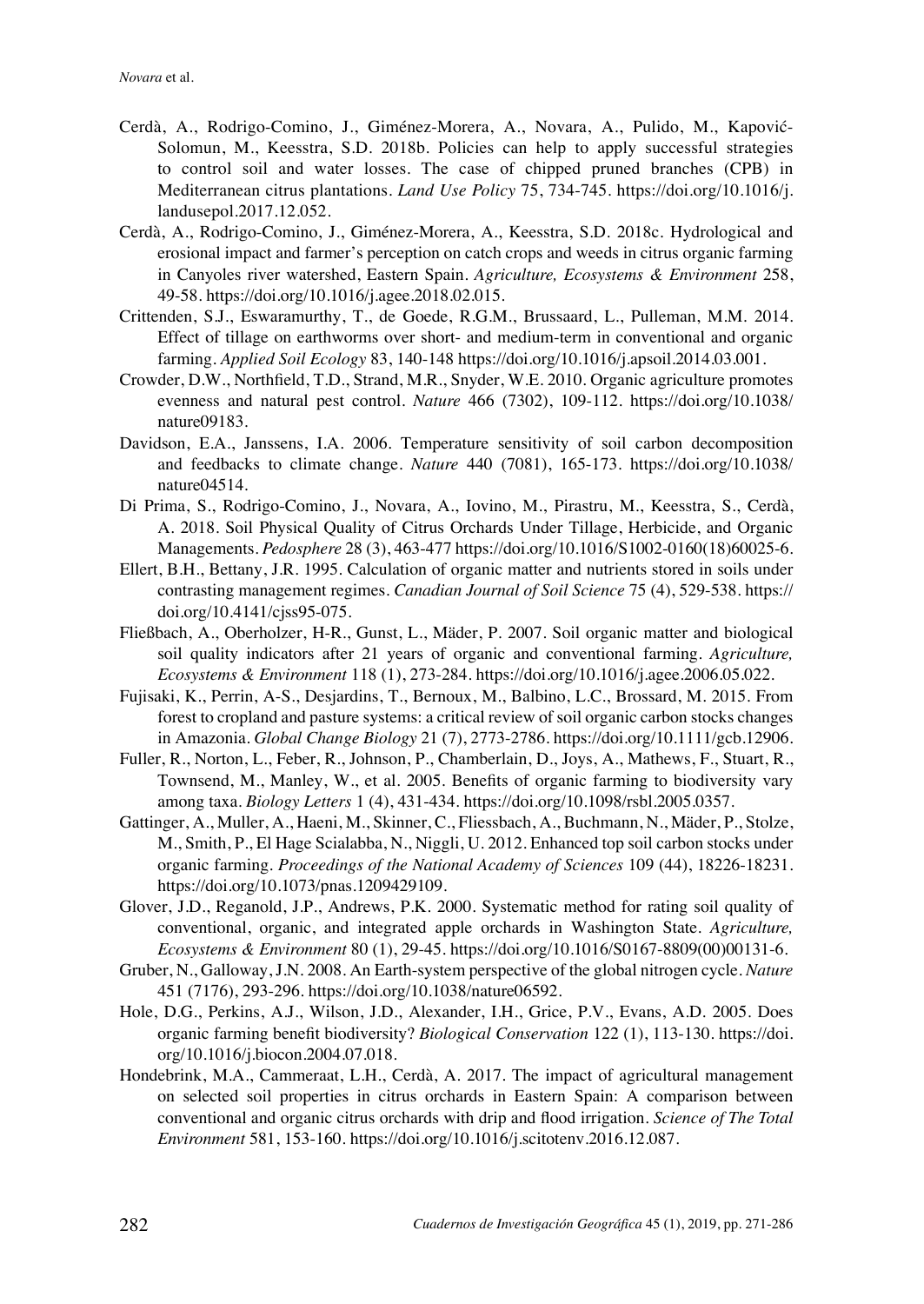Cerdà, A., Rodrigo-Comino, J., Giménez-Morera, A., Novara, A., Pulido, M., Kapović-Solomun, M., Keesstra, S.D. 2018b. Policies can help to apply successful strategies to control soil and water losses. The case of chipped pruned branches (CPB) in Mediterranean citrus plantations. *Land Use Policy* 75, 734-745. https://doi.org/10.1016/j.landusepol.2017.12.052.

Cerdà, A., Rodrigo-Comino, J., Giménez-Morera, A., Keesstra, S.D. 2018c. Hydrological and erosional impact and farmer's perception on catch crops and weeds in citrus organic farming in Canyoles river watershed, Eastern Spain. *Agriculture, Ecosystems & Environment* 258, 49-58. https://doi.org/10.1016/j.agee.2018.02.015.

Crittenden, S.J., Eswaramurthy, T., de Goede, R.G.M., Brussaard, L., Pulleman, M.M. 2014. Effect of tillage on earthworms over short- and medium-term in conventional and organic farming. *Applied Soil Ecology* 83, 140-148 https://doi.org/10.1016/j.apsoil.2014.03.001.

Crowder, D.W., Northfield, T.D., Strand, M.R., Snyder, W.E. 2010. Organic agriculture promotes evenness and natural pest control. *Nature* 466 (7302), 109-112. https://doi.org/10.1038/nature09183.

Davidson, E.A., Janssens, I.A. 2006. Temperature sensitivity of soil carbon decomposition and feedbacks to climate change. *Nature* 440 (7081), 165-173. https://doi.org/10.1038/nature04514.

Di Prima, S., Rodrigo-Comino, J., Novara, A., Iovino, M., Pirastru, M., Keesstra, S., Cerdà, A. 2018. Soil Physical Quality of Citrus Orchards Under Tillage, Herbicide, and Organic Managements. *Pedosphere* 28 (3), 463-477 https://doi.org/10.1016/S1002-0160(18)60025-6.

Ellert, B.H., Bettany, J.R. 1995. Calculation of organic matter and nutrients stored in soils under contrasting management regimes. *Canadian Journal of Soil Science* 75 (4), 529-538. https://doi.org/10.4141/cjss95-075.

Fließbach, A., Oberholzer, H-R., Gunst, L., Mäder, P. 2007. Soil organic matter and biological soil quality indicators after 21 years of organic and conventional farming. *Agriculture, Ecosystems & Environment* 118 (1), 273-284. https://doi.org/10.1016/j.agee.2006.05.022.

Fujisaki, K., Perrin, A-S., Desjardins, T., Bernoux, M., Balbino, L.C., Brossard, M. 2015. From forest to cropland and pasture systems: a critical review of soil organic carbon stocks changes in Amazonia. *Global Change Biology* 21 (7), 2773-2786. https://doi.org/10.1111/gcb.12906.

Fuller, R., Norton, L., Feber, R., Johnson, P., Chamberlain, D., Joys, A., Mathews, F., Stuart, R., Townsend, M., Manley, W., et al. 2005. Benefits of organic farming to biodiversity vary among taxa. *Biology Letters* 1 (4), 431-434. https://doi.org/10.1098/rsbl.2005.0357.

Gattinger, A., Muller, A., Haeni, M., Skinner, C., Fliessbach, A., Buchmann, N., Mäder, P., Stolze, M., Smith, P., El Hage Scialabba, N., Niggli, U. 2012. Enhanced top soil carbon stocks under organic farming. *Proceedings of the National Academy of Sciences* 109 (44), 18226-18231. https://doi.org/10.1073/pnas.1209429109.

Glover, J.D., Reganold, J.P., Andrews, P.K. 2000. Systematic method for rating soil quality of conventional, organic, and integrated apple orchards in Washington State. *Agriculture, Ecosystems & Environment* 80 (1), 29-45. https://doi.org/10.1016/S0167-8809(00)00131-6.

Gruber, N., Galloway, J.N. 2008. An Earth-system perspective of the global nitrogen cycle. *Nature* 451 (7176), 293-296. https://doi.org/10.1038/nature06592.

Hole, D.G., Perkins, A.J., Wilson, J.D., Alexander, I.H., Grice, P.V., Evans, A.D. 2005. Does organic farming benefit biodiversity? *Biological Conservation* 122 (1), 113-130. https://doi.org/10.1016/j.biocon.2004.07.018.

Hondebrink, M.A., Cammeraat, L.H., Cerdà, A. 2017. The impact of agricultural management on selected soil properties in citrus orchards in Eastern Spain: A comparison between conventional and organic citrus orchards with drip and flood irrigation. *Science of The Total Environment* 581, 153-160. https://doi.org/10.1016/j.scitotenv.2016.12.087.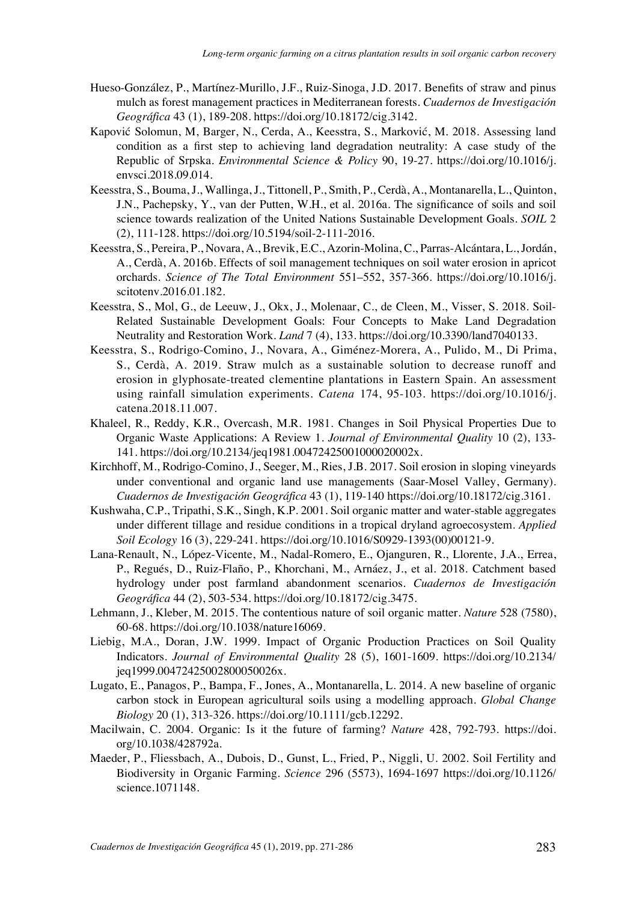Hueso-González, P., Martínez-Murillo, J.F., Ruiz-Sinoga, J.D. 2017. Benefits of straw and pinus mulch as forest management practices in Mediterranean forests. *Cuadernos de Investigación Geográfica* 43 (1), 189-208. https://doi.org/10.18172/cig.3142.

Kapović Solomun, M, Barger, N., Cerda, A., Keesstra, S., Marković, M. 2018. Assessing land condition as a first step to achieving land degradation neutrality: A case study of the Republic of Srpska. *Environmental Science & Policy* 90, 19-27. https://doi.org/10.1016/j.envsci.2018.09.014.

Keesstra, S., Bouma, J., Wallinga, J., Tittonell, P., Smith, P., Cerdà, A., Montanarella, L., Quinton, J.N., Pachepsky, Y., van der Putten, W.H., et al. 2016a. The significance of soils and soil science towards realization of the United Nations Sustainable Development Goals. *SOIL* 2 (2), 111-128. https://doi.org/10.5194/soil-2-111-2016.

Keesstra, S., Pereira, P., Novara, A., Brevik, E.C., Azorin-Molina, C., Parras-Alcántara, L., Jordán, A., Cerdà, A. 2016b. Effects of soil management techniques on soil water erosion in apricot orchards. *Science of The Total Environment* 551–552, 357-366. https://doi.org/10.1016/j.scitotenv.2016.01.182.

Keesstra, S., Mol, G., de Leeuw, J., Okx, J., Molenaar, C., de Cleen, M., Visser, S. 2018. Soil-Related Sustainable Development Goals: Four Concepts to Make Land Degradation Neutrality and Restoration Work. *Land* 7 (4), 133. https://doi.org/10.3390/land7040133.

Keesstra, S., Rodrigo-Comino, J., Novara, A., Giménez-Morera, A., Pulido, M., Di Prima, S., Cerdà, A. 2019. Straw mulch as a sustainable solution to decrease runoff and erosion in glyphosate-treated clementine plantations in Eastern Spain. An assessment using rainfall simulation experiments. *Catena* 174, 95-103. https://doi.org/10.1016/j.catena.2018.11.007.

Khaleel, R., Reddy, K.R., Overcash, M.R. 1981. Changes in Soil Physical Properties Due to Organic Waste Applications: A Review 1. *Journal of Environmental Quality* 10 (2), 133-141. https://doi.org/10.2134/jeq1981.00472425001000020002x.

Kirchhoff, M., Rodrigo-Comino, J., Seeger, M., Ries, J.B. 2017. Soil erosion in sloping vineyards under conventional and organic land use managements (Saar-Mosel Valley, Germany). *Cuadernos de Investigación Geográfica* 43 (1), 119-140 https://doi.org/10.18172/cig.3161.

Kushwaha, C.P., Tripathi, S.K., Singh, K.P. 2001. Soil organic matter and water-stable aggregates under different tillage and residue conditions in a tropical dryland agroecosystem. *Applied Soil Ecology* 16 (3), 229-241. https://doi.org/10.1016/S0929-1393(00)00121-9.

Lana-Renault, N., López-Vicente, M., Nadal-Romero, E., Ojanguren, R., Llorente, J.A., Errea, P., Regués, D., Ruiz-Flaño, P., Khorchani, M., Arnáez, J., et al. 2018. Catchment based hydrology under post farmland abandonment scenarios. *Cuadernos de Investigación Geográfica* 44 (2), 503-534. https://doi.org/10.18172/cig.3475.

Lehmann, J., Kleber, M. 2015. The contentious nature of soil organic matter. *Nature* 528 (7580), 60-68. https://doi.org/10.1038/nature16069.

Liebig, M.A., Doran, J.W. 1999. Impact of Organic Production Practices on Soil Quality Indicators. *Journal of Environmental Quality* 28 (5), 1601-1609. https://doi.org/10.2134/jeq1999.00472425002800050026x.

Lugato, E., Panagos, P., Bampa, F., Jones, A., Montanarella, L. 2014. A new baseline of organic carbon stock in European agricultural soils using a modelling approach. *Global Change Biology* 20 (1), 313-326. https://doi.org/10.1111/gcb.12292.

Macilwain, C. 2004. Organic: Is it the future of farming? *Nature* 428, 792-793. https://doi.org/10.1038/428792a.

Maeder, P., Fliessbach, A., Dubois, D., Gunst, L., Fried, P., Niggli, U. 2002. Soil Fertility and Biodiversity in Organic Farming. *Science* 296 (5573), 1694-1697 https://doi.org/10.1126/science.1071148.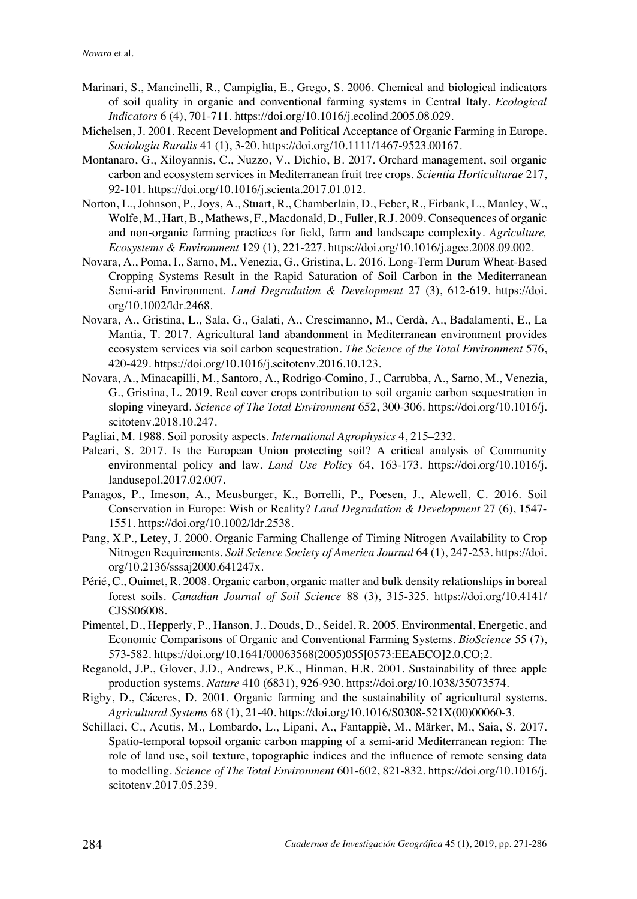Marinari, S., Mancinelli, R., Campiglia, E., Grego, S. 2006. Chemical and biological indicators of soil quality in organic and conventional farming systems in Central Italy. *Ecological Indicators* 6 (4), 701-711. https://doi.org/10.1016/j.ecolind.2005.08.029.

Michelsen, J. 2001. Recent Development and Political Acceptance of Organic Farming in Europe. *Sociologia Ruralis* 41 (1), 3-20. https://doi.org/10.1111/1467-9523.00167.

Montanaro, G., Xiloyannis, C., Nuzzo, V., Dichio, B. 2017. Orchard management, soil organic carbon and ecosystem services in Mediterranean fruit tree crops. *Scientia Horticulturae* 217, 92-101. https://doi.org/10.1016/j.scienta.2017.01.012.

Norton, L., Johnson, P., Joys, A., Stuart, R., Chamberlain, D., Feber, R., Firbank, L., Manley, W., Wolfe, M., Hart, B., Mathews, F., Macdonald, D., Fuller, R.J. 2009. Consequences of organic and non-organic farming practices for field, farm and landscape complexity. *Agriculture, Ecosystems & Environment* 129 (1), 221-227. https://doi.org/10.1016/j.agee.2008.09.002.

Novara, A., Poma, I., Sarno, M., Venezia, G., Gristina, L. 2016. Long-Term Durum Wheat-Based Cropping Systems Result in the Rapid Saturation of Soil Carbon in the Mediterranean Semi-arid Environment. *Land Degradation & Development* 27 (3), 612-619. https://doi.org/10.1002/ldr.2468.

Novara, A., Gristina, L., Sala, G., Galati, A., Crescimanno, M., Cerdà, A., Badalamenti, E., La Mantia, T. 2017. Agricultural land abandonment in Mediterranean environment provides ecosystem services via soil carbon sequestration. *The Science of the Total Environment* 576, 420-429. https://doi.org/10.1016/j.scitotenv.2016.10.123.

Novara, A., Minacapilli, M., Santoro, A., Rodrigo-Comino, J., Carrubba, A., Sarno, M., Venezia, G., Gristina, L. 2019. Real cover crops contribution to soil organic carbon sequestration in sloping vineyard. *Science of The Total Environment* 652, 300-306. https://doi.org/10.1016/j.scitotenv.2018.10.247.

Pagliai, M. 1988. Soil porosity aspects. *International Agrophysics* 4, 215–232.

Paleari, S. 2017. Is the European Union protecting soil? A critical analysis of Community environmental policy and law. *Land Use Policy* 64, 163-173. https://doi.org/10.1016/j.landusepol.2017.02.007.

Panagos, P., Imeson, A., Meusburger, K., Borrelli, P., Poesen, J., Alewell, C. 2016. Soil Conservation in Europe: Wish or Reality? *Land Degradation & Development* 27 (6), 1547-1551. https://doi.org/10.1002/ldr.2538.

Pang, X.P., Letey, J. 2000. Organic Farming Challenge of Timing Nitrogen Availability to Crop Nitrogen Requirements. *Soil Science Society of America Journal* 64 (1), 247-253. https://doi.org/10.2136/sssaj2000.641247x.

Périé, C., Ouimet, R. 2008. Organic carbon, organic matter and bulk density relationships in boreal forest soils. *Canadian Journal of Soil Science* 88 (3), 315-325. https://doi.org/10.4141/CJSS06008.

Pimentel, D., Hepperly, P., Hanson, J., Douds, D., Seidel, R. 2005. Environmental, Energetic, and Economic Comparisons of Organic and Conventional Farming Systems. *BioScience* 55 (7), 573-582. https://doi.org/10.1641/00063568(2005)055[0573:EEAECO]2.0.CO;2.

Reganold, J.P., Glover, J.D., Andrews, P.K., Hinman, H.R. 2001. Sustainability of three apple production systems. *Nature* 410 (6831), 926-930. https://doi.org/10.1038/35073574.

Rigby, D., Cáceres, D. 2001. Organic farming and the sustainability of agricultural systems. *Agricultural Systems* 68 (1), 21-40. https://doi.org/10.1016/S0308-521X(00)00060-3.

Schillaci, C., Acutis, M., Lombardo, L., Lipani, A., Fantappiè, M., Märker, M., Saia, S. 2017. Spatio-temporal topsoil organic carbon mapping of a semi-arid Mediterranean region: The role of land use, soil texture, topographic indices and the influence of remote sensing data to modelling. *Science of The Total Environment* 601-602, 821-832. https://doi.org/10.1016/j.scitotenv.2017.05.239.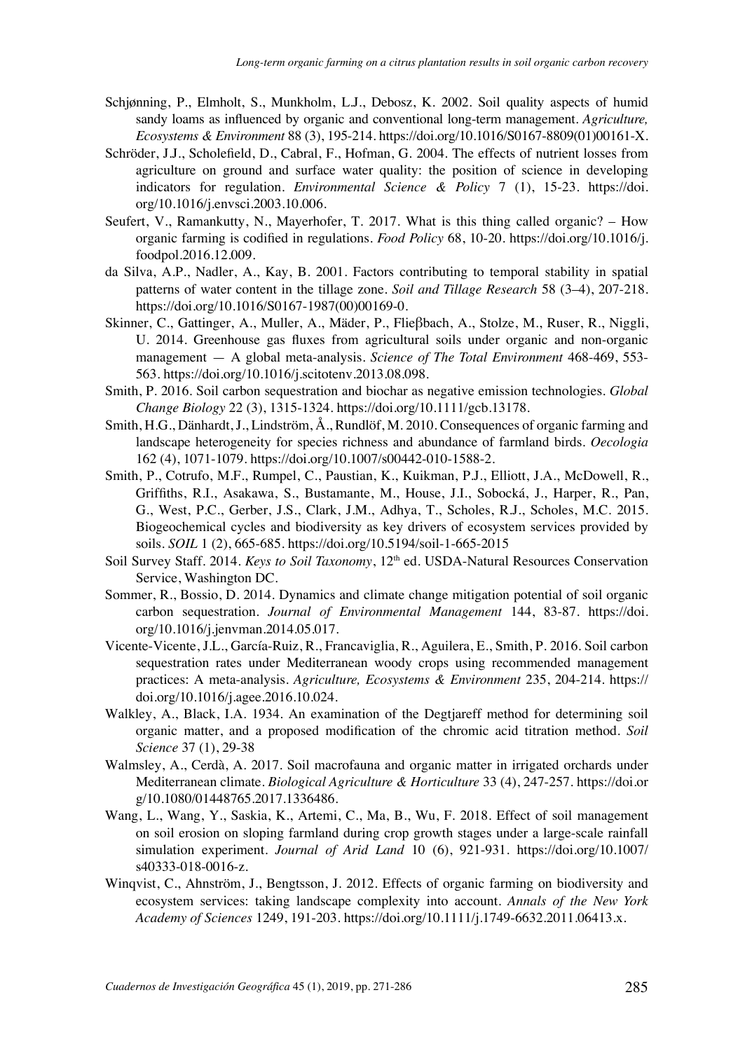Schjønning, P., Elmholt, S., Munkholm, L.J., Debosz, K. 2002. Soil quality aspects of humid sandy loams as influenced by organic and conventional long-term management. *Agriculture, Ecosystems & Environment* 88 (3), 195-214. https://doi.org/10.1016/S0167-8809(01)00161-X.

Schröder, J.J., Scholefield, D., Cabral, F., Hofman, G. 2004. The effects of nutrient losses from agriculture on ground and surface water quality: the position of science in developing indicators for regulation. *Environmental Science & Policy* 7 (1), 15-23. https://doi.org/10.1016/j.envsci.2003.10.006.

Seufert, V., Ramankutty, N., Mayerhofer, T. 2017. What is this thing called organic? – How organic farming is codified in regulations. *Food Policy* 68, 10-20. https://doi.org/10.1016/j.foodpol.2016.12.009.

da Silva, A.P., Nadler, A., Kay, B. 2001. Factors contributing to temporal stability in spatial patterns of water content in the tillage zone. *Soil and Tillage Research* 58 (3–4), 207-218. https://doi.org/10.1016/S0167-1987(00)00169-0.

Skinner, C., Gattinger, A., Muller, A., Mäder, P., Flieβbach, A., Stolze, M., Ruser, R., Niggli, U. 2014. Greenhouse gas fluxes from agricultural soils under organic and non-organic management — A global meta-analysis. *Science of The Total Environment* 468-469, 553-563. https://doi.org/10.1016/j.scitotenv.2013.08.098.

Smith, P. 2016. Soil carbon sequestration and biochar as negative emission technologies. *Global Change Biology* 22 (3), 1315-1324. https://doi.org/10.1111/gcb.13178.

Smith, H.G., Dänhardt, J., Lindström, Å., Rundlöf, M. 2010. Consequences of organic farming and landscape heterogeneity for species richness and abundance of farmland birds. *Oecologia* 162 (4), 1071-1079. https://doi.org/10.1007/s00442-010-1588-2.

Smith, P., Cotrufo, M.F., Rumpel, C., Paustian, K., Kuikman, P.J., Elliott, J.A., McDowell, R., Griffiths, R.I., Asakawa, S., Bustamante, M., House, J.I., Sobocká, J., Harper, R., Pan, G., West, P.C., Gerber, J.S., Clark, J.M., Adhya, T., Scholes, R.J., Scholes, M.C. 2015. Biogeochemical cycles and biodiversity as key drivers of ecosystem services provided by soils. *SOIL* 1 (2), 665-685. https://doi.org/10.5194/soil-1-665-2015

Soil Survey Staff. 2014. *Keys to Soil Taxonomy*, 12th ed. USDA-Natural Resources Conservation Service, Washington DC.

Sommer, R., Bossio, D. 2014. Dynamics and climate change mitigation potential of soil organic carbon sequestration. *Journal of Environmental Management* 144, 83-87. https://doi.org/10.1016/j.jenvman.2014.05.017.

Vicente-Vicente, J.L., García-Ruiz, R., Francaviglia, R., Aguilera, E., Smith, P. 2016. Soil carbon sequestration rates under Mediterranean woody crops using recommended management practices: A meta-analysis. *Agriculture, Ecosystems & Environment* 235, 204-214. https://doi.org/10.1016/j.agee.2016.10.024.

Walkley, A., Black, I.A. 1934. An examination of the Degtjareff method for determining soil organic matter, and a proposed modification of the chromic acid titration method. *Soil Science* 37 (1), 29-38

Walmsley, A., Cerdà, A. 2017. Soil macrofauna and organic matter in irrigated orchards under Mediterranean climate. *Biological Agriculture & Horticulture* 33 (4), 247-257. https://doi.org/10.1080/01448765.2017.1336486.

Wang, L., Wang, Y., Saskia, K., Artemi, C., Ma, B., Wu, F. 2018. Effect of soil management on soil erosion on sloping farmland during crop growth stages under a large-scale rainfall simulation experiment. *Journal of Arid Land* 10 (6), 921-931. https://doi.org/10.1007/s40333-018-0016-z.

Winqvist, C., Ahnström, J., Bengtsson, J. 2012. Effects of organic farming on biodiversity and ecosystem services: taking landscape complexity into account. *Annals of the New York Academy of Sciences* 1249, 191-203. https://doi.org/10.1111/j.1749-6632.2011.06413.x.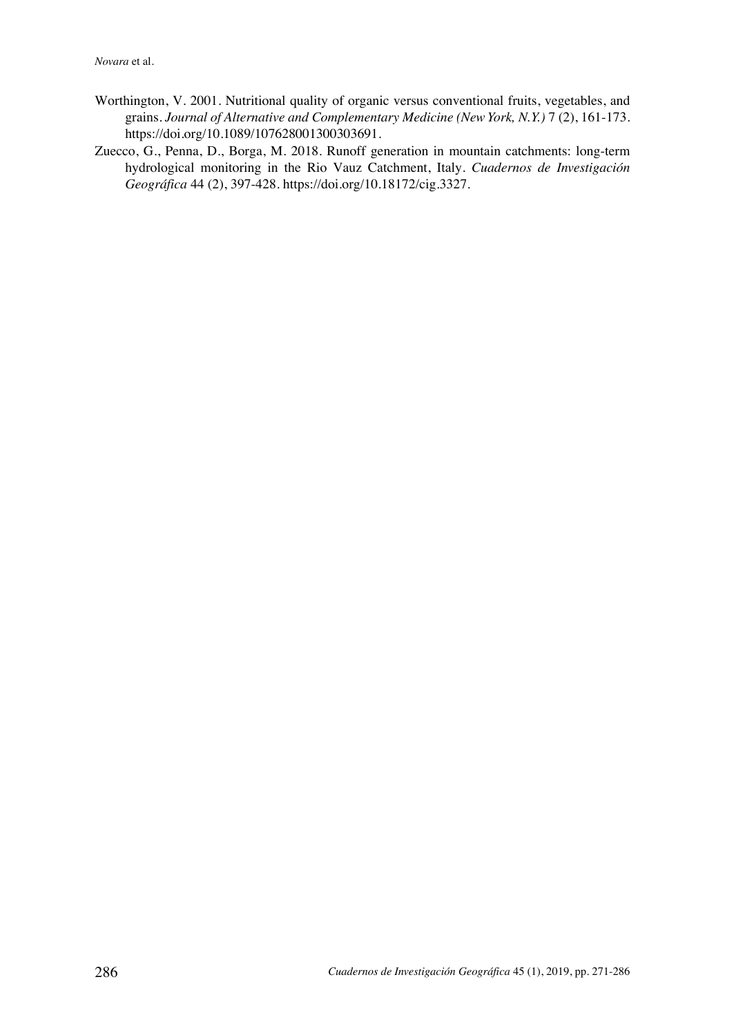Worthington, V. 2001. Nutritional quality of organic versus conventional fruits, vegetables, and grains. *Journal of Alternative and Complementary Medicine (New York, N.Y.)* 7 (2), 161-173. https://doi.org/10.1089/107628001300303691.

Zuecco, G., Penna, D., Borga, M. 2018. Runoff generation in mountain catchments: long-term hydrological monitoring in the Rio Vauz Catchment, Italy. *Cuadernos de Investigación Geográfica* 44 (2), 397-428. https://doi.org/10.18172/cig.3327.